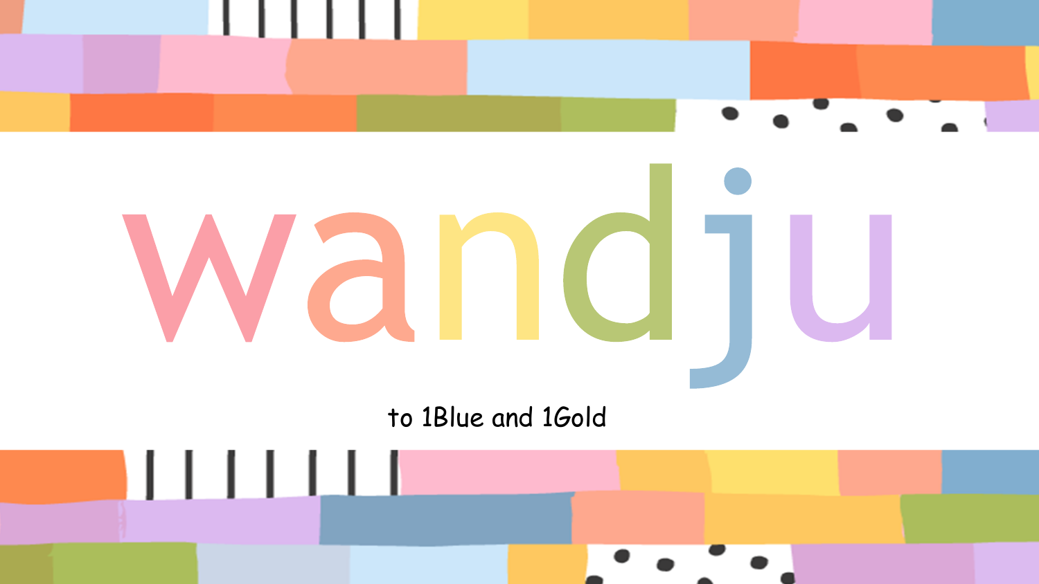# wandju

to 1Blue and 1Gold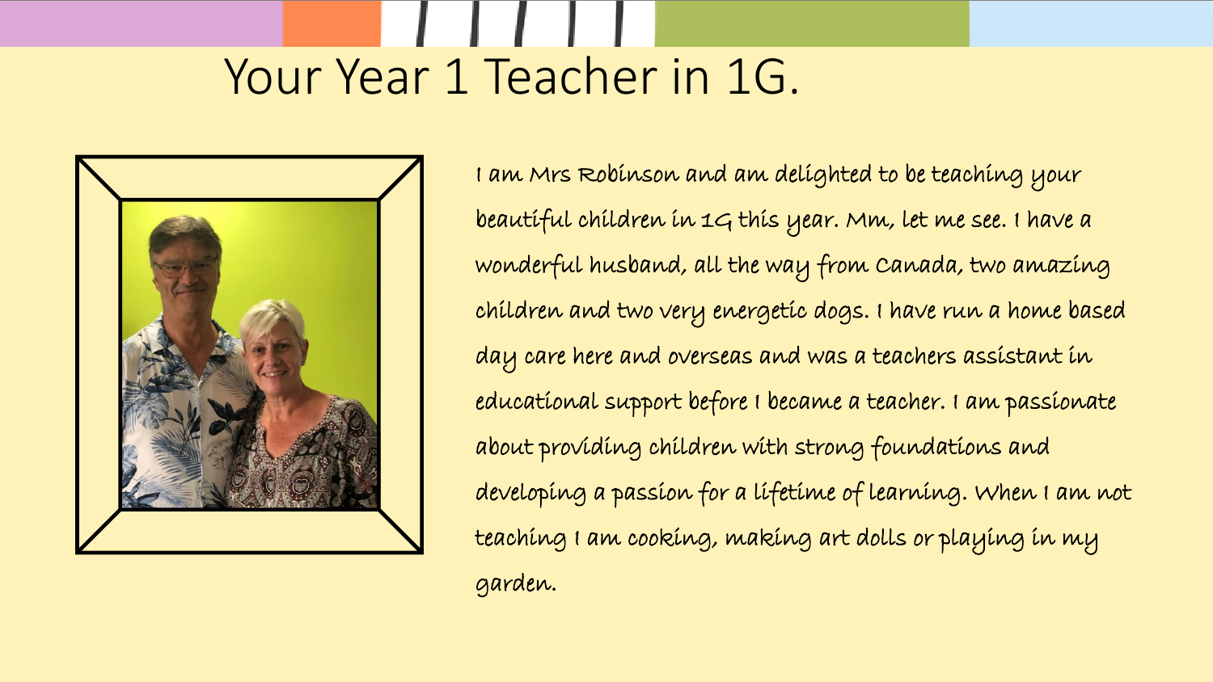# Your Year 1 Teacher in 1G.

I am Mrs Robinson and am delighted to be teaching your beautiful children in 1G this year. Mm, let me see. I have a wonderful husband, all the way from Canada, two amazing children and two very energetic dogs. I have run a home based day care here and overseas and was a teachers assistant in educational support before I became a teacher. I am passionate about providing children with strong foundations and developing a passion for a lifetime of learning. When I am not teaching I am cooking, making art dolls or playing in my garden.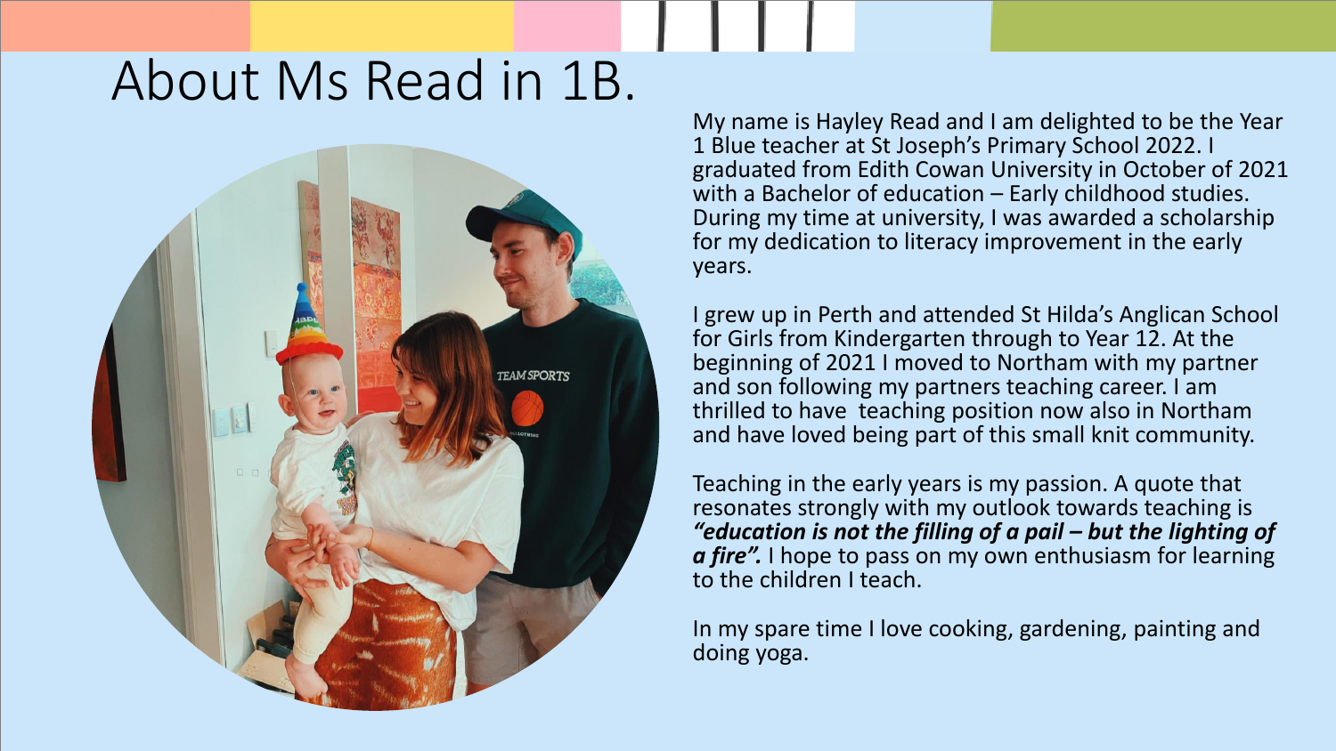# About Ms Read in 1B.

My name is Hayley Read and I am delighted to be the Year 1 Blue teacher at St Joseph's Primary School 2022. I graduated from Edith Cowan University in October of 2021 with a Bachelor of education – Early childhood studies. During my time at university, I was awarded a scholarship for my dedication to literacy improvement in the early years.

I grew up in Perth and attended St Hilda's Anglican School for Girls from Kindergarten through to Year 12. At the beginning of 2021 I moved to Northam with my partner and son following my partners teaching career. I am thrilled to have teaching position now also in Northam and have loved being part of this small knit community.

Teaching in the early years is my passion. A quote that resonates strongly with my outlook towards teaching is ***"education is not the filling of a pail – but the lighting of a fire".*** I hope to pass on my own enthusiasm for learning to the children I teach.

In my spare time I love cooking, gardening, painting and doing yoga.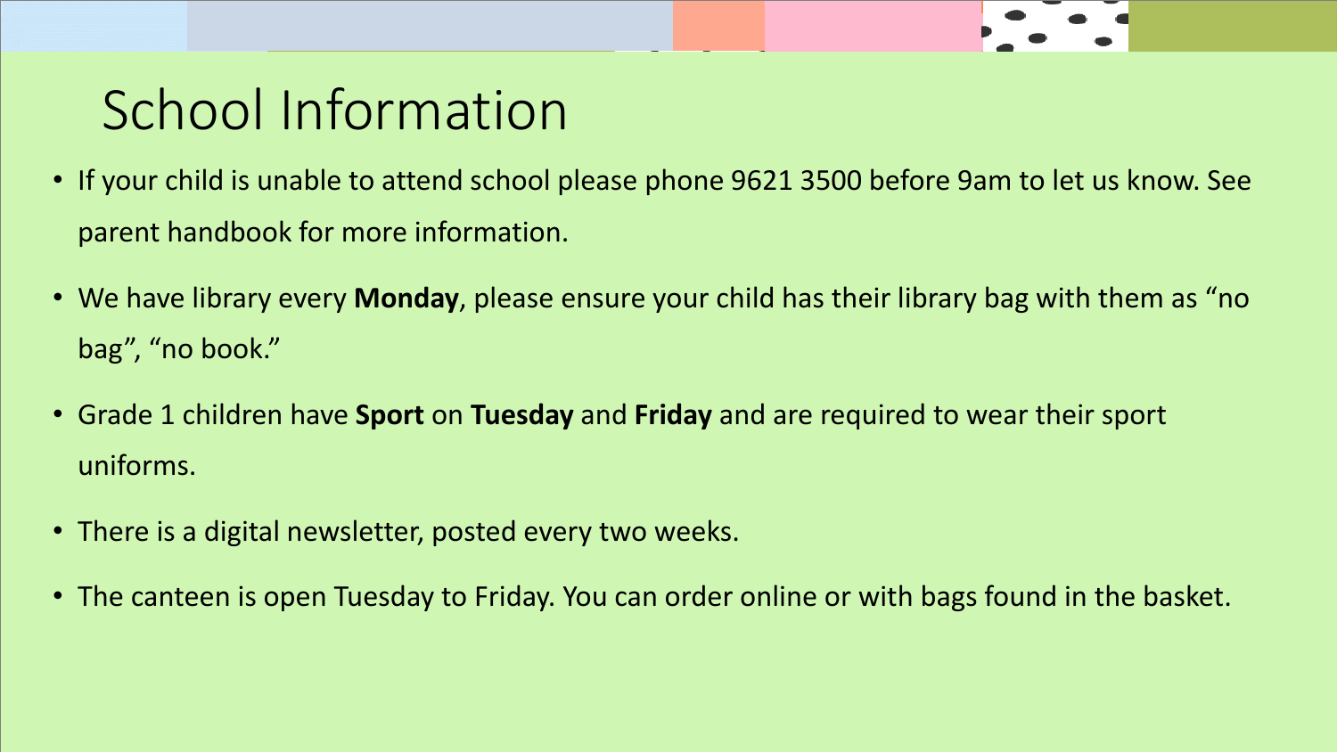# School Information

- If your child is unable to attend school please phone 9621 3500 before 9am to let us know. See parent handbook for more information.
- We have library every **Monday**, please ensure your child has their library bag with them as "no bag", "no book."
- Grade 1 children have **Sport** on **Tuesday** and **Friday** and are required to wear their sport uniforms.
- There is a digital newsletter, posted every two weeks.
- The canteen is open Tuesday to Friday. You can order online or with bags found in the basket.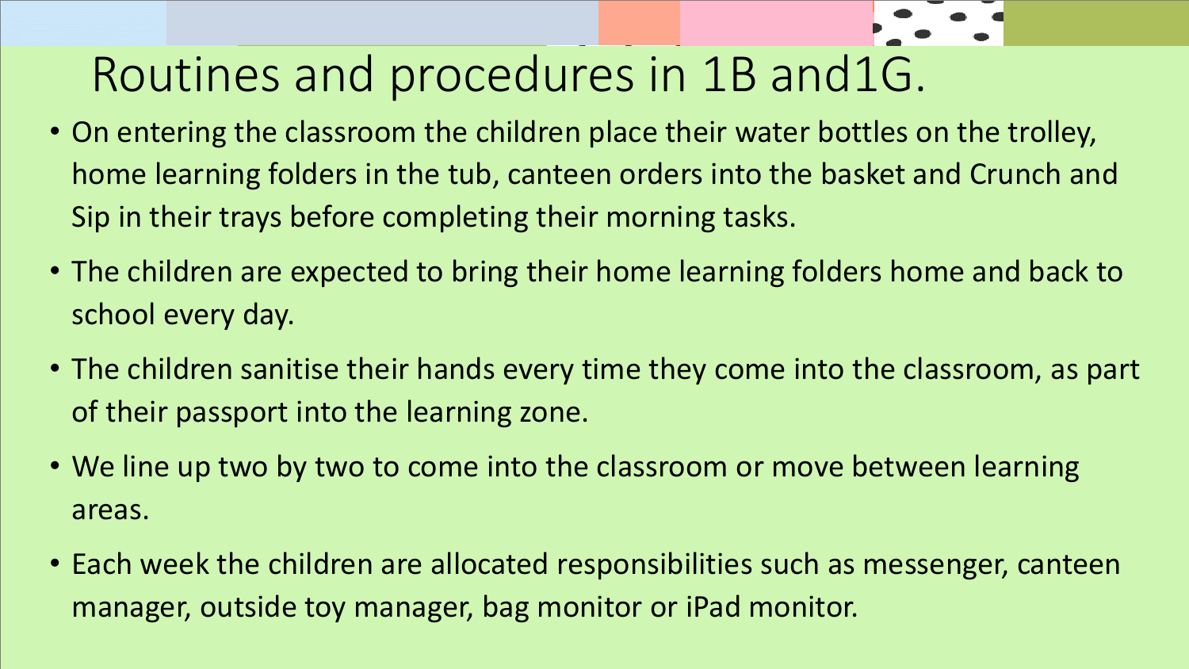# Routines and procedures in 1B and1G.

- On entering the classroom the children place their water bottles on the trolley, home learning folders in the tub, canteen orders into the basket and Crunch and Sip in their trays before completing their morning tasks.
- The children are expected to bring their home learning folders home and back to school every day.
- The children sanitise their hands every time they come into the classroom, as part of their passport into the learning zone.
- We line up two by two to come into the classroom or move between learning areas.
- Each week the children are allocated responsibilities such as messenger, canteen manager, outside toy manager, bag monitor or iPad monitor.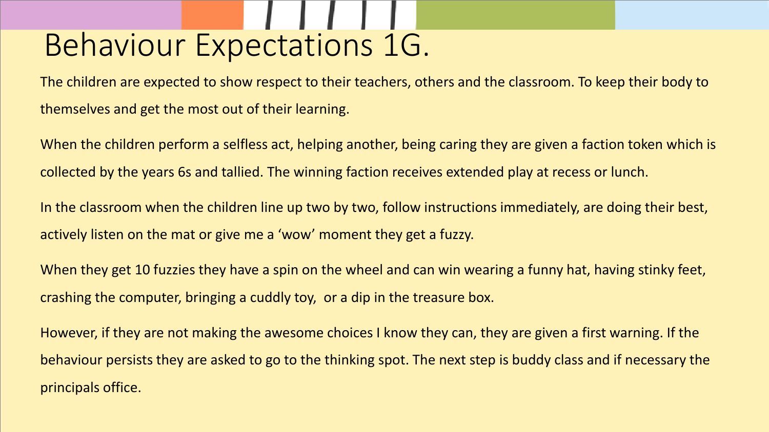# Behaviour Expectations 1G.

The children are expected to show respect to their teachers, others and the classroom. To keep their body to themselves and get the most out of their learning.

When the children perform a selfless act, helping another, being caring they are given a faction token which is collected by the years 6s and tallied. The winning faction receives extended play at recess or lunch.

In the classroom when the children line up two by two, follow instructions immediately, are doing their best, actively listen on the mat or give me a 'wow' moment they get a fuzzy.

When they get 10 fuzzies they have a spin on the wheel and can win wearing a funny hat, having stinky feet, crashing the computer, bringing a cuddly toy, or a dip in the treasure box.

However, if they are not making the awesome choices I know they can, they are given a first warning. If the behaviour persists they are asked to go to the thinking spot. The next step is buddy class and if necessary the principals office.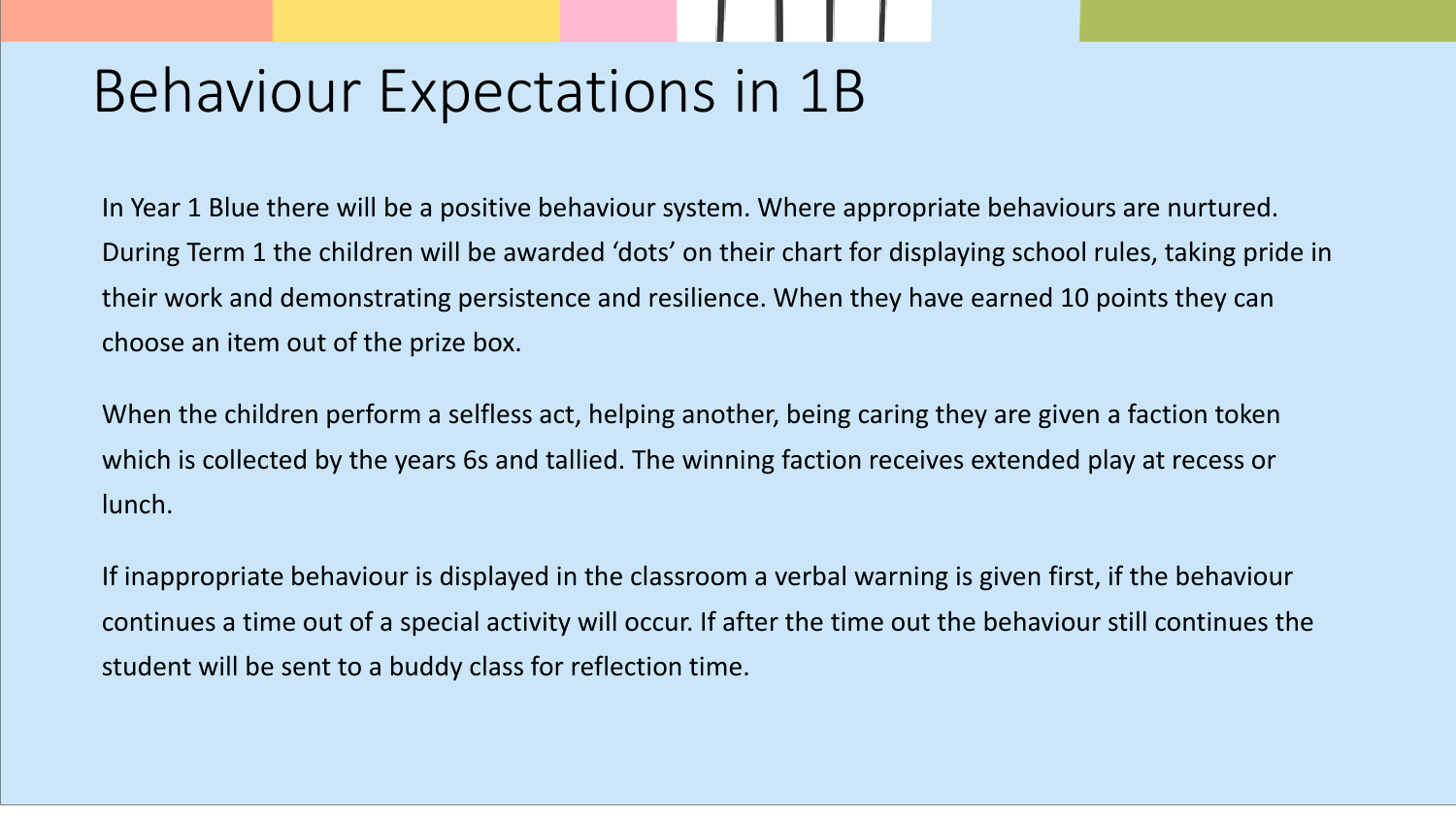# Behaviour Expectations in 1B

In Year 1 Blue there will be a positive behaviour system. Where appropriate behaviours are nurtured. During Term 1 the children will be awarded 'dots' on their chart for displaying school rules, taking pride in their work and demonstrating persistence and resilience. When they have earned 10 points they can choose an item out of the prize box.

When the children perform a selfless act, helping another, being caring they are given a faction token which is collected by the years 6s and tallied. The winning faction receives extended play at recess or lunch.

If inappropriate behaviour is displayed in the classroom a verbal warning is given first, if the behaviour continues a time out of a special activity will occur. If after the time out the behaviour still continues the student will be sent to a buddy class for reflection time.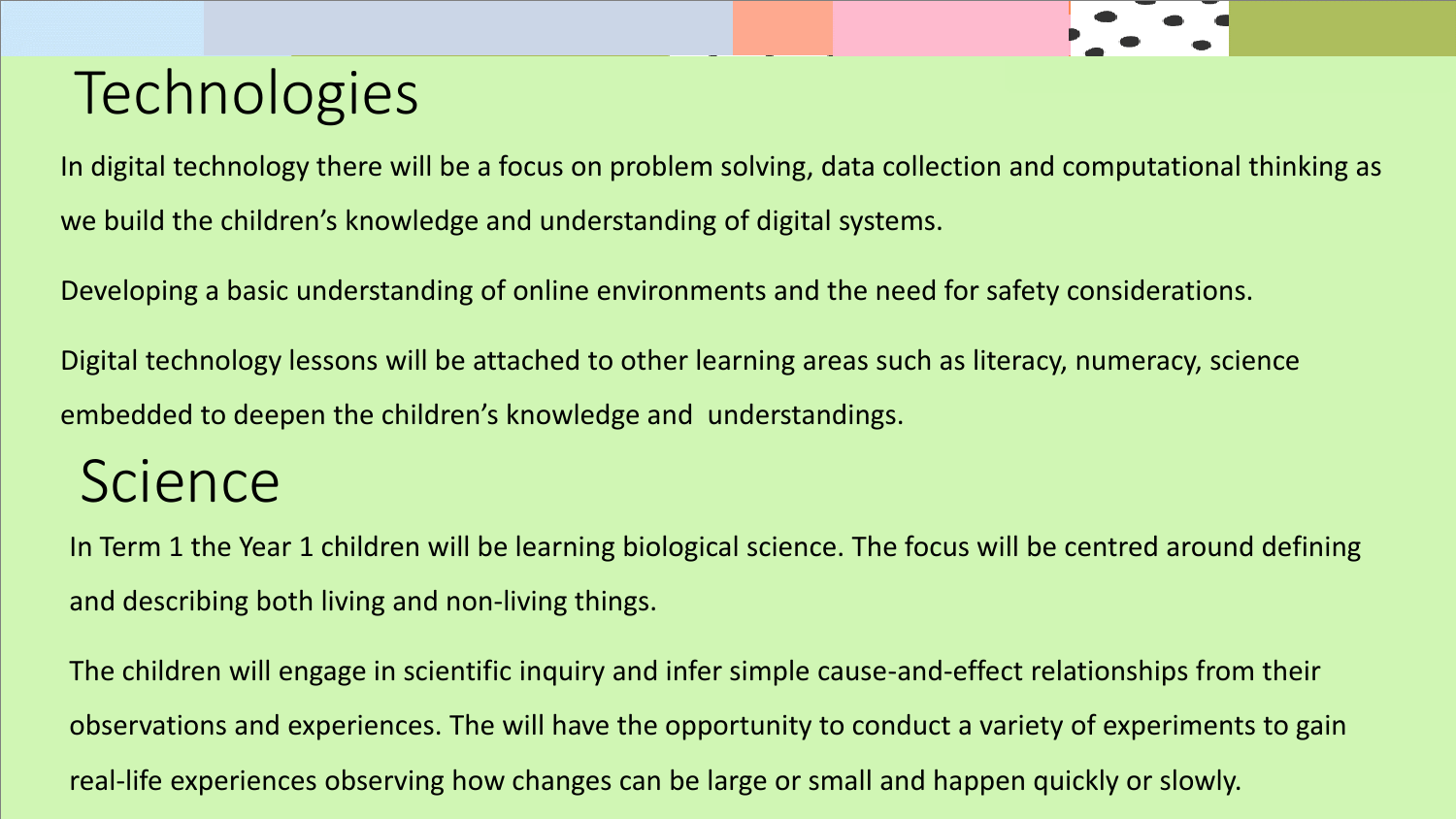# Technologies

In digital technology there will be a focus on problem solving, data collection and computational thinking as we build the children's knowledge and understanding of digital systems.

Developing a basic understanding of online environments and the need for safety considerations.

Digital technology lessons will be attached to other learning areas such as literacy, numeracy, science embedded to deepen the children's knowledge and  understandings.

# Science

In Term 1 the Year 1 children will be learning biological science. The focus will be centred around defining and describing both living and non-living things.

The children will engage in scientific inquiry and infer simple cause-and-effect relationships from their observations and experiences. The will have the opportunity to conduct a variety of experiments to gain real-life experiences observing how changes can be large or small and happen quickly or slowly.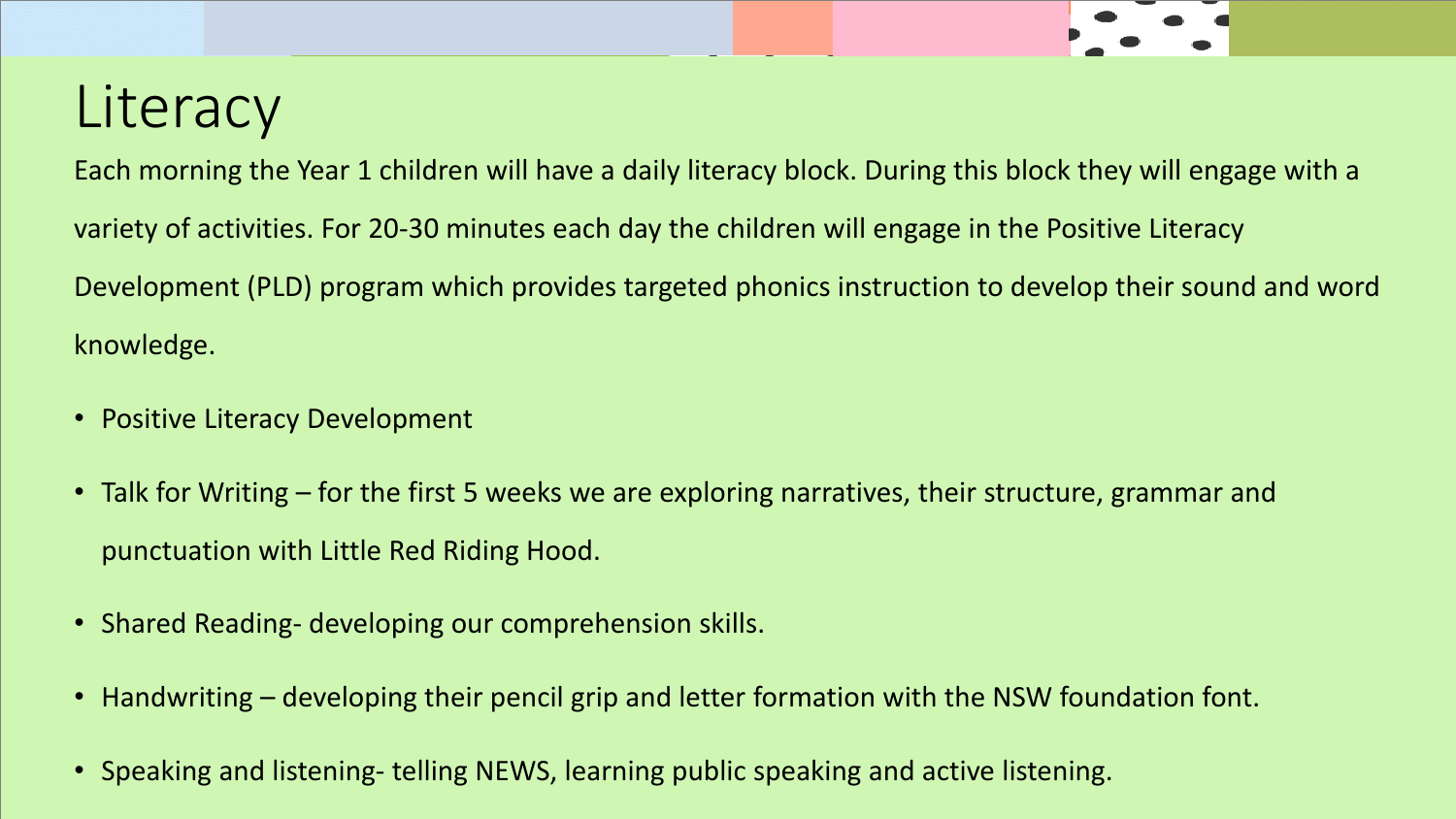# Literacy

Each morning the Year 1 children will have a daily literacy block. During this block they will engage with a variety of activities. For 20-30 minutes each day the children will engage in the Positive Literacy Development (PLD) program which provides targeted phonics instruction to develop their sound and word knowledge.

- Positive Literacy Development
- Talk for Writing – for the first 5 weeks we are exploring narratives, their structure, grammar and punctuation with Little Red Riding Hood.
- Shared Reading- developing our comprehension skills.
- Handwriting – developing their pencil grip and letter formation with the NSW foundation font.
- Speaking and listening- telling NEWS, learning public speaking and active listening.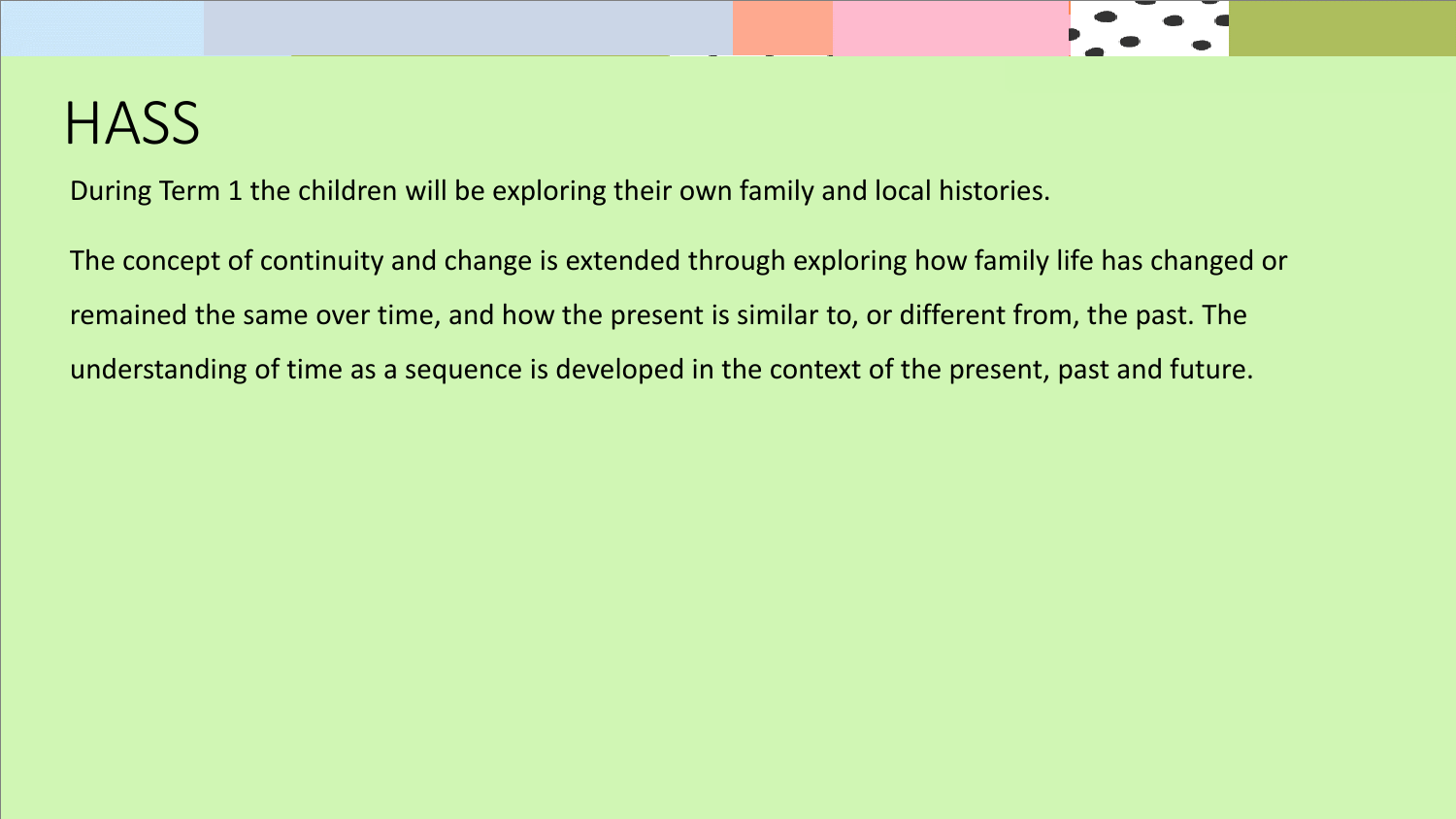# HASS

During Term 1 the children will be exploring their own family and local histories.

The concept of continuity and change is extended through exploring how family life has changed or remained the same over time, and how the present is similar to, or different from, the past. The understanding of time as a sequence is developed in the context of the present, past and future.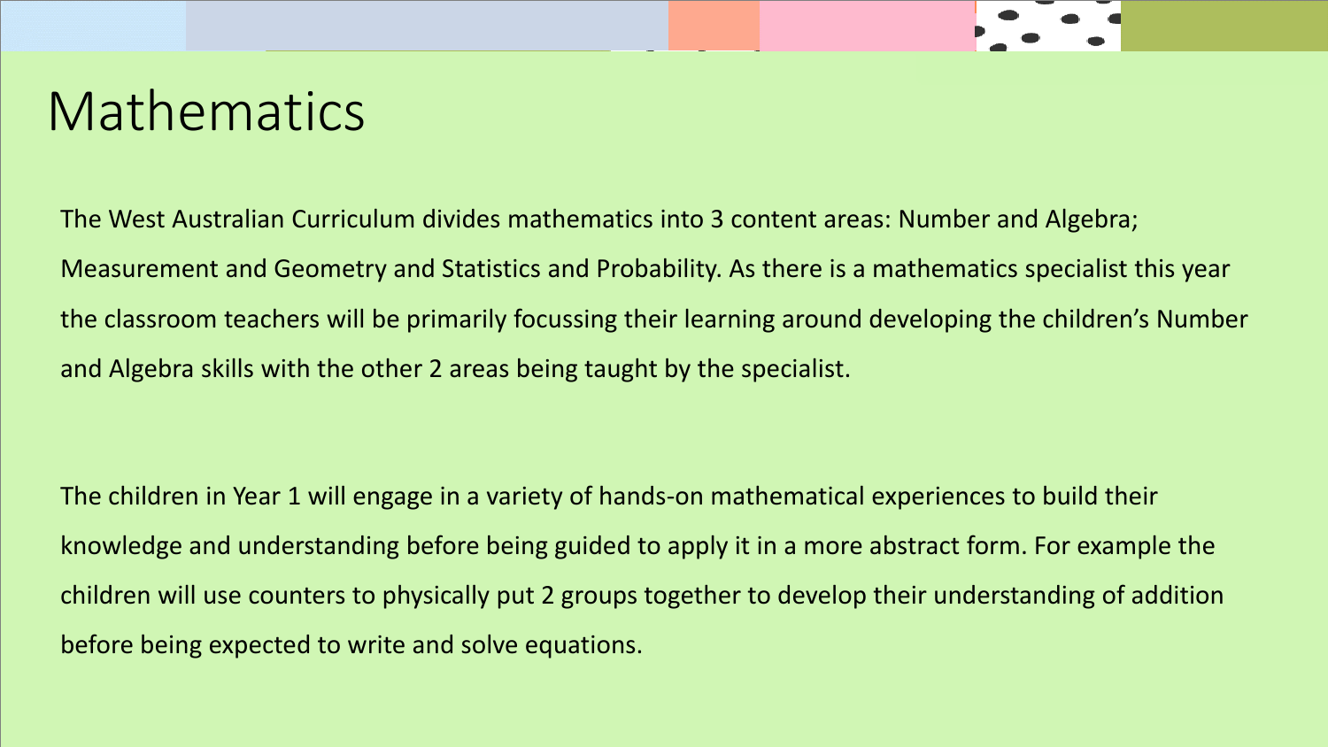# Mathematics

The West Australian Curriculum divides mathematics into 3 content areas: Number and Algebra; Measurement and Geometry and Statistics and Probability. As there is a mathematics specialist this year the classroom teachers will be primarily focussing their learning around developing the children's Number and Algebra skills with the other 2 areas being taught by the specialist.

The children in Year 1 will engage in a variety of hands-on mathematical experiences to build their knowledge and understanding before being guided to apply it in a more abstract form. For example the children will use counters to physically put 2 groups together to develop their understanding of addition before being expected to write and solve equations.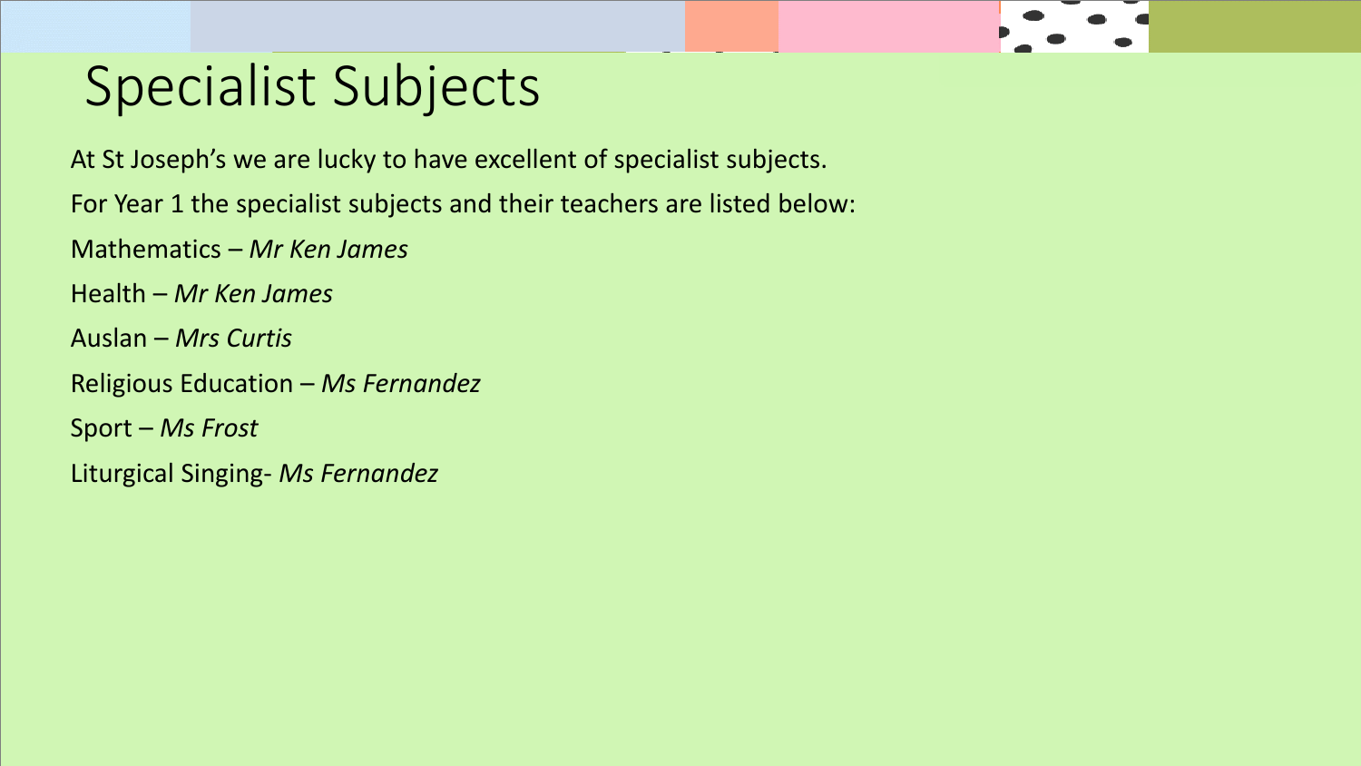# Specialist Subjects

At St Joseph's we are lucky to have excellent of specialist subjects.

For Year 1 the specialist subjects and their teachers are listed below:

Mathematics – *Mr Ken James*

Health – *Mr Ken James*

Auslan – *Mrs Curtis*

Religious Education – *Ms Fernandez*

Sport – *Ms Frost*

Liturgical Singing- *Ms Fernandez*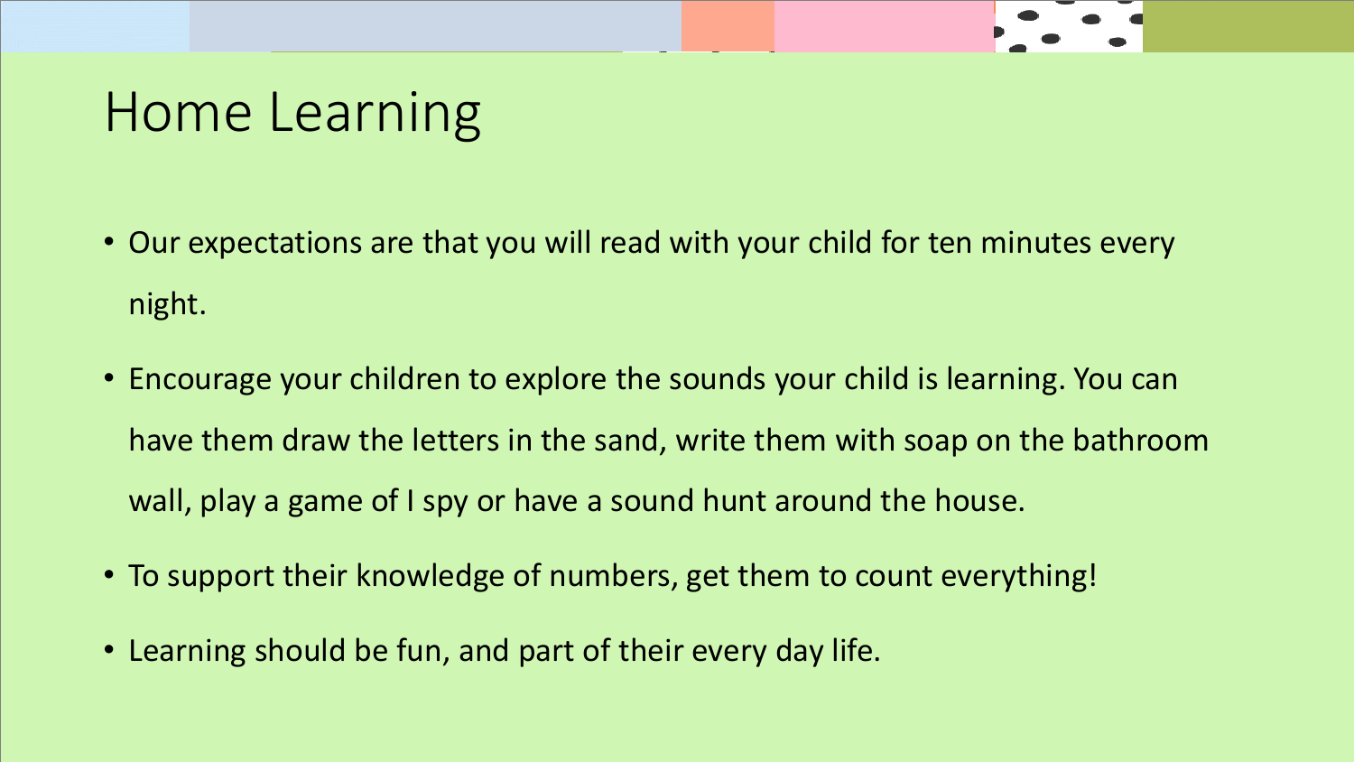# Home Learning

- Our expectations are that you will read with your child for ten minutes every night.
- Encourage your children to explore the sounds your child is learning. You can have them draw the letters in the sand, write them with soap on the bathroom wall, play a game of I spy or have a sound hunt around the house.
- To support their knowledge of numbers, get them to count everything!
- Learning should be fun, and part of their every day life.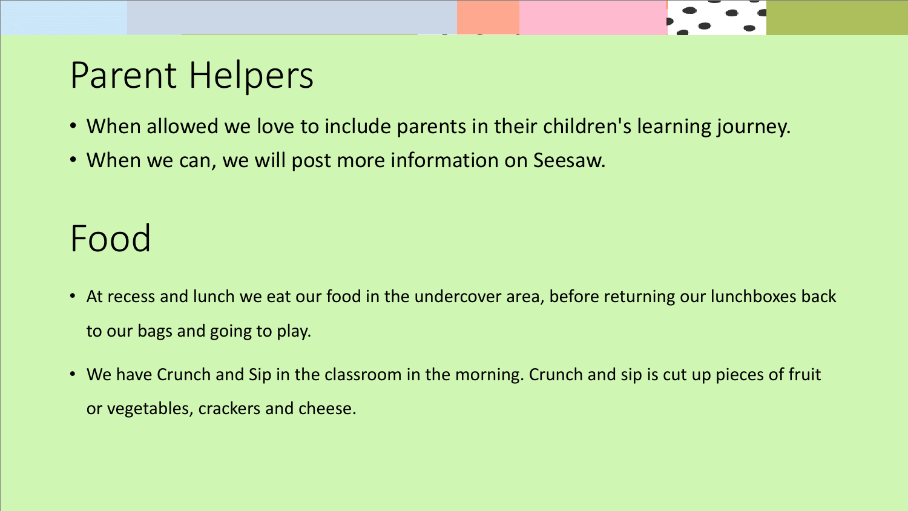# Parent Helpers

- When allowed we love to include parents in their children's learning journey.
- When we can, we will post more information on Seesaw.

# Food

- At recess and lunch we eat our food in the undercover area, before returning our lunchboxes back to our bags and going to play.
- We have Crunch and Sip in the classroom in the morning. Crunch and sip is cut up pieces of fruit or vegetables, crackers and cheese.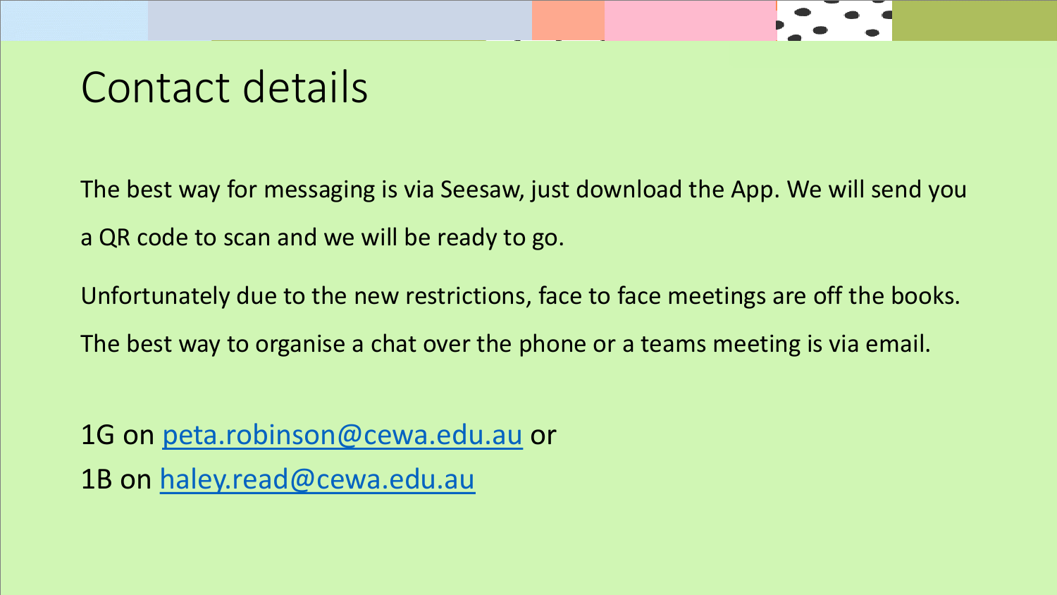# Contact details

The best way for messaging is via Seesaw, just download the App. We will send you a QR code to scan and we will be ready to go.

Unfortunately due to the new restrictions, face to face meetings are off the books. The best way to organise a chat over the phone or a teams meeting is via email.

1G on [peta.robinson@cewa.edu.au](mailto:peta.robinson@cewa.edu.au) or
1B on [haley.read@cewa.edu.au](mailto:haley.read@cewa.edu.au)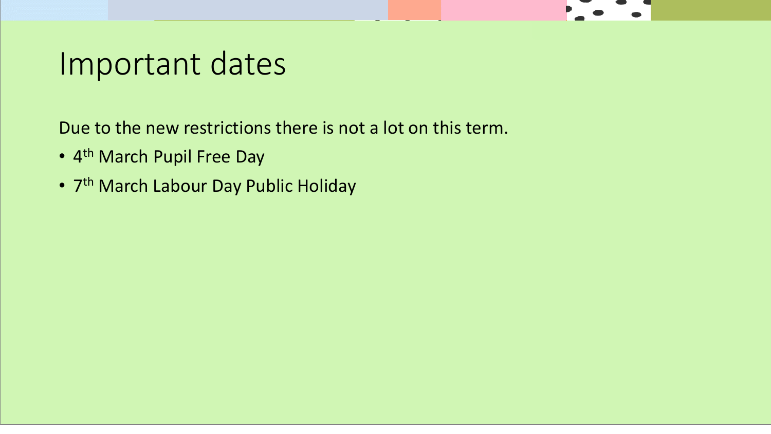# Important dates

Due to the new restrictions there is not a lot on this term.

- 4th March Pupil Free Day
- 7th March Labour Day Public Holiday